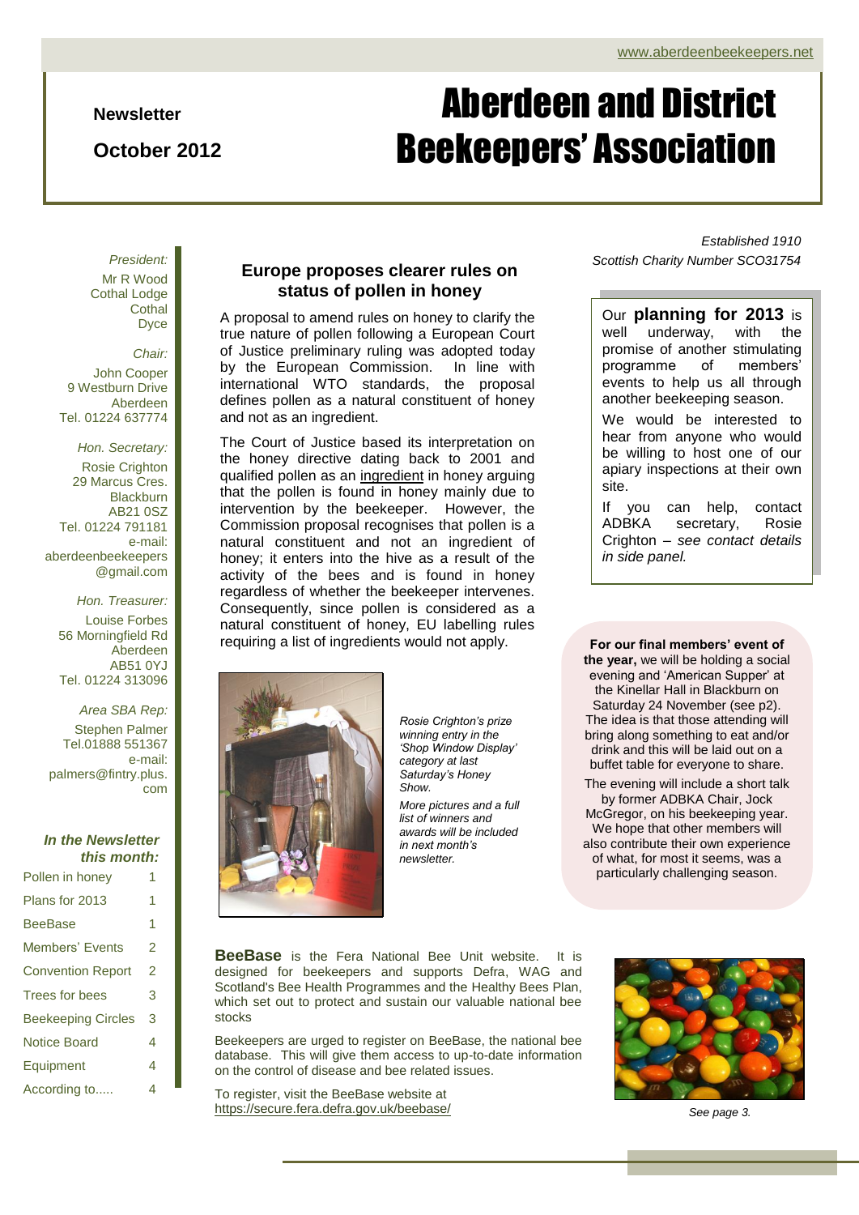www.aberdeenbeekeepers.net

**Newsletter**

**October 2012**

# Aberdeen and District Beekeepers' Association

*Established 1910*
*Scottish Charity Number SCO31754*

*President:*
Mr R Wood
Cothal Lodge
Cothal
Dyce

*Chair:*
John Cooper
9 Westburn Drive
Aberdeen
Tel. 01224 637774

*Hon. Secretary:*
Rosie Crighton
29 Marcus Cres.
Blackburn
AB21 0SZ
Tel. 01224 791181
e-mail:
aberdeenbeekeepers@gmail.com

*Hon. Treasurer:*
Louise Forbes
56 Morningfield Rd
Aberdeen
AB51 0YJ
Tel. 01224 313096

*Area SBA Rep:*
Stephen Palmer
Tel.01888 551367
e-mail:
palmers@fintry.plus.com

***In the Newsletter this month:***

| | |
|---|---|
| Pollen in honey | 1 |
| Plans for 2013 | 1 |
| BeeBase | 1 |
| Members' Events | 2 |
| Convention Report | 2 |
| Trees for bees | 3 |
| Beekeeping Circles | 3 |
| Notice Board | 4 |
| Equipment | 4 |
| According to..... | 4 |

## Europe proposes clearer rules on status of pollen in honey

A proposal to amend rules on honey to clarify the true nature of pollen following a European Court of Justice preliminary ruling was adopted today by the European Commission. In line with international WTO standards, the proposal defines pollen as a natural constituent of honey and not as an ingredient.

The Court of Justice based its interpretation on the honey directive dating back to 2001 and qualified pollen as an ingredient in honey arguing that the pollen is found in honey mainly due to intervention by the beekeeper. However, the Commission proposal recognises that pollen is a natural constituent and not an ingredient of honey; it enters into the hive as a result of the activity of the bees and is found in honey regardless of whether the beekeeper intervenes. Consequently, since pollen is considered as a natural constituent of honey, EU labelling rules requiring a list of ingredients would not apply.

*Rosie Crighton's prize winning entry in the 'Shop Window Display' category at last Saturday's Honey Show.*

*More pictures and a full list of winners and awards will be included in next month's newsletter.*

Our **planning for 2013** is well underway, with the promise of another stimulating programme of members' events to help us all through another beekeeping season.

We would be interested to hear from anyone who would be willing to host one of our apiary inspections at their own site.

If you can help, contact ADBKA secretary, Rosie Crighton – *see contact details in side panel.*

**For our final members' event of the year,** we will be holding a social evening and 'American Supper' at the Kinellar Hall in Blackburn on Saturday 24 November (see p2). The idea is that those attending will bring along something to eat and/or drink and this will be laid out on a buffet table for everyone to share.

The evening will include a short talk by former ADBKA Chair, Jock McGregor, on his beekeeping year. We hope that other members will also contribute their own experience of what, for most it seems, was a particularly challenging season.

**BeeBase** is the Fera National Bee Unit website. It is designed for beekeepers and supports Defra, WAG and Scotland's Bee Health Programmes and the Healthy Bees Plan, which set out to protect and sustain our valuable national bee stocks

Beekeepers are urged to register on BeeBase, the national bee database. This will give them access to up-to-date information on the control of disease and bee related issues.

To register, visit the BeeBase website at
https://secure.fera.defra.gov.uk/beebase/

*See page 3.*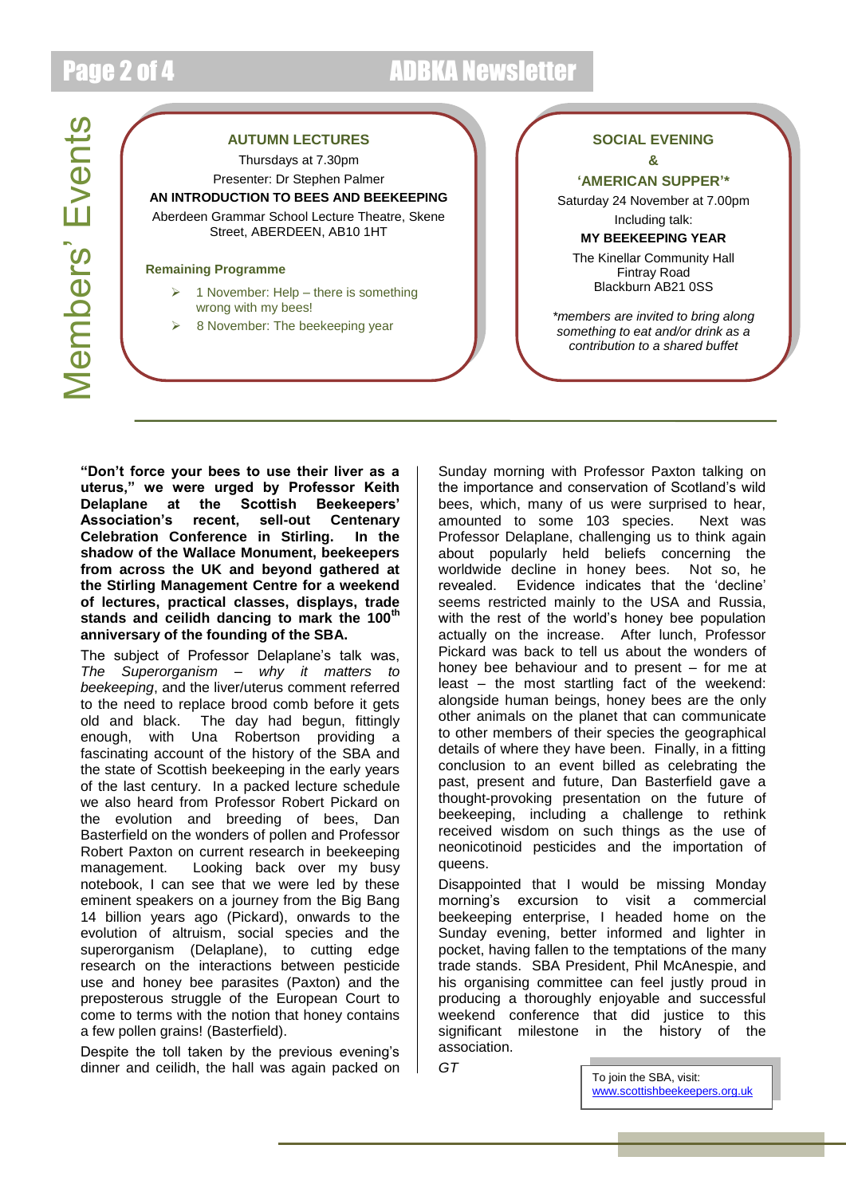# Members' Events

## AUTUMN LECTURES

Thursdays at 7.30pm

Presenter: Dr Stephen Palmer

**AN INTRODUCTION TO BEES AND BEEKEEPING**

Aberdeen Grammar School Lecture Theatre, Skene Street, ABERDEEN, AB10 1HT

**Remaining Programme**

- 1 November: Help – there is something wrong with my bees!
- 8 November: The beekeeping year

## SOCIAL EVENING & 'AMERICAN SUPPER'*

Saturday 24 November at 7.00pm

Including talk:

**MY BEEKEEPING YEAR**

The Kinellar Community Hall
Fintray Road
Blackburn AB21 0SS

*\*members are invited to bring along something to eat and/or drink as a contribution to a shared buffet*

---

**"Don't force your bees to use their liver as a uterus," we were urged by Professor Keith Delaplane at the Scottish Beekeepers' Association's recent, sell-out Centenary Celebration Conference in Stirling. In the shadow of the Wallace Monument, beekeepers from across the UK and beyond gathered at the Stirling Management Centre for a weekend of lectures, practical classes, displays, trade stands and ceilidh dancing to mark the 100th anniversary of the founding of the SBA.**

The subject of Professor Delaplane's talk was, *The Superorganism – why it matters to beekeeping*, and the liver/uterus comment referred to the need to replace brood comb before it gets old and black. The day had begun, fittingly enough, with Una Robertson providing a fascinating account of the history of the SBA and the state of Scottish beekeeping in the early years of the last century. In a packed lecture schedule we also heard from Professor Robert Pickard on the evolution and breeding of bees, Dan Basterfield on the wonders of pollen and Professor Robert Paxton on current research in beekeeping management. Looking back over my busy notebook, I can see that we were led by these eminent speakers on a journey from the Big Bang 14 billion years ago (Pickard), onwards to the evolution of altruism, social species and the superorganism (Delaplane), to cutting edge research on the interactions between pesticide use and honey bee parasites (Paxton) and the preposterous struggle of the European Court to come to terms with the notion that honey contains a few pollen grains! (Basterfield).

Despite the toll taken by the previous evening's dinner and ceilidh, the hall was again packed on Sunday morning with Professor Paxton talking on the importance and conservation of Scotland's wild bees, which, many of us were surprised to hear, amounted to some 103 species. Next was Professor Delaplane, challenging us to think again about popularly held beliefs concerning the worldwide decline in honey bees. Not so, he revealed. Evidence indicates that the 'decline' seems restricted mainly to the USA and Russia, with the rest of the world's honey bee population actually on the increase. After lunch, Professor Pickard was back to tell us about the wonders of honey bee behaviour and to present – for me at least – the most startling fact of the weekend: alongside human beings, honey bees are the only other animals on the planet that can communicate to other members of their species the geographical details of where they have been. Finally, in a fitting conclusion to an event billed as celebrating the past, present and future, Dan Basterfield gave a thought-provoking presentation on the future of beekeeping, including a challenge to rethink received wisdom on such things as the use of neonicotinoid pesticides and the importance of queens.

Disappointed that I would be missing Monday morning's excursion to visit a commercial beekeeping enterprise, I headed home on the Sunday evening, better informed and lighter in pocket, having fallen to the temptations of the many trade stands. SBA President, Phil McAnespie, and his organising committee can feel justly proud in producing a thoroughly enjoyable and successful weekend conference that did justice to this significant milestone in the history of the association.

*GT*

To join the SBA, visit: www.scottishbeekeepers.org.uk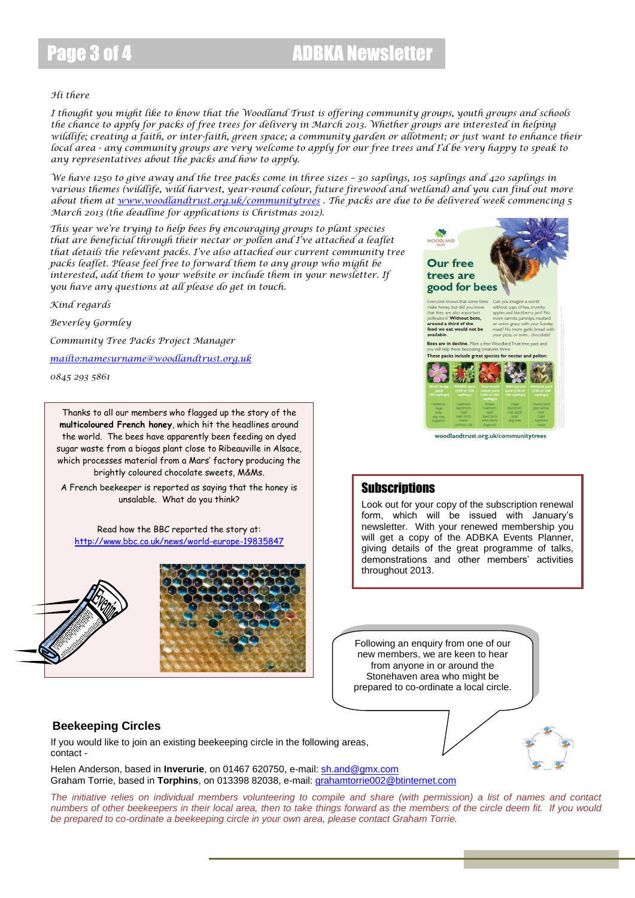*Hi there*

*I thought you might like to know that the Woodland Trust is offering community groups, youth groups and schools the chance to apply for packs of free trees for delivery in March 2013. Whether groups are interested in helping wildlife; creating a faith, or inter-faith, green space; a community garden or allotment; or just want to enhance their local area - any community groups are very welcome to apply for our free trees and I'd be very happy to speak to any representatives about the packs and how to apply.*

*We have 1250 to give away and the tree packs come in three sizes – 30 saplings, 105 saplings and 420 saplings in various themes (wildlife, wild harvest, year-round colour, future firewood and wetland) and you can find out more about them at [www.woodlandtrust.org.uk/communitytrees](http://www.woodlandtrust.org.uk/communitytrees) . The packs are due to be delivered week commencing 5 March 2013 (the deadline for applications is Christmas 2012).*

*This year we're trying to help bees by encouraging groups to plant species that are beneficial through their nectar or pollen and I've attached a leaflet that details the relevant packs. I've also attached our current community tree packs leaflet. Please feel free to forward them to any group who might be interested, add them to your website or include them in your newsletter. If you have any questions at all please do get in touch.*

*Kind regards*

*Beverley Gormley*

*Community Tree Packs Project Manager*

*[mailto:namesurname@woodlandtrust.org.uk](mailto:namesurname@woodlandtrust.org.uk)*

*0845 293 5861*

Thanks to all our members who flagged up the story of the **multicoloured French honey**, which hit the headlines around the world. The bees have apparently been feeding on dyed sugar waste from a biogas plant close to Ribeauville in Alsace, which processes material from a Mars' factory producing the brightly coloured chocolate sweets, M&Ms.

A French beekeeper is reported as saying that the honey is unsalable. What do you think?

Read how the BBC reported the story at:
[http://www.bbc.co.uk/news/world-europe-19835847](http://www.bbc.co.uk/news/world-europe-19835847)

## Subscriptions

Look out for your copy of the subscription renewal form, which will be issued with January's newsletter. With your renewed membership you will get a copy of the ADBKA Events Planner, giving details of the great programme of talks, demonstrations and other members' activities throughout 2013.

Following an enquiry from one of our new members, we are keen to hear from anyone in or around the Stonehaven area who might be prepared to co-ordinate a local circle.

## Beekeeping Circles

If you would like to join an existing beekeeping circle in the following areas, contact -

Helen Anderson, based in **Inverurie**, on 01467 620750, e-mail: [sh.and@gmx.com](mailto:sh.and@gmx.com)
Graham Torrie, based in **Torphins**, on 013398 82038, e-mail: [grahamtorrie002@btinternet.com](mailto:grahamtorrie002@btinternet.com)

*The initiative relies on individual members volunteering to compile and share (with permission) a list of names and contact numbers of other beekeepers in their local area, then to take things forward as the members of the circle deem fit. If you would be prepared to co-ordinate a beekeeping circle in your own area, please contact Graham Torrie.*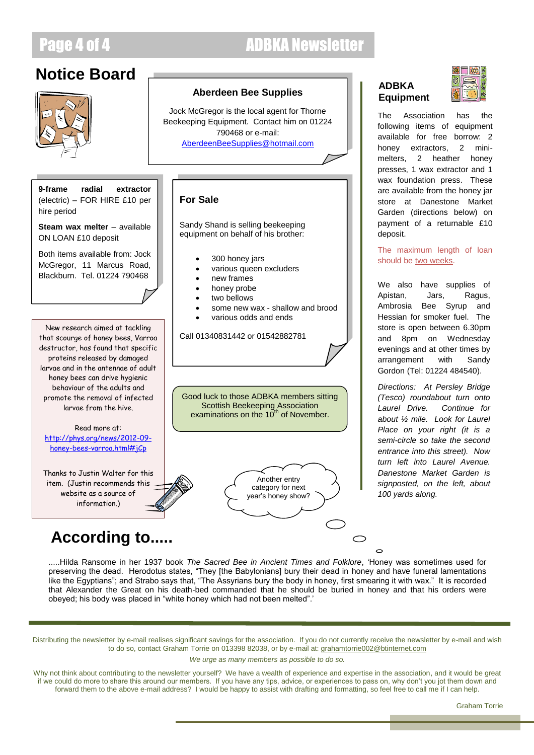# Notice Board

### Aberdeen Bee Supplies

Jock McGregor is the local agent for Thorne Beekeeping Equipment. Contact him on 01224 790468 or e-mail: AberdeenBeeSupplies@hotmail.com

**9-frame radial extractor** (electric) – FOR HIRE £10 per hire period

**Steam wax melter** – available ON LOAN £10 deposit

Both items available from: Jock McGregor, 11 Marcus Road, Blackburn. Tel. 01224 790468

### For Sale

Sandy Shand is selling beekeeping equipment on behalf of his brother:

- 300 honey jars
- various queen excluders
- new frames
- honey probe
- two bellows
- some new wax - shallow and brood
- various odds and ends

Call 01340831442 or 01542882781

New research aimed at tackling that scourge of honey bees, Varroa destructor, has found that specific proteins released by damaged larvae and in the antennae of adult honey bees can drive hygienic behaviour of the adults and promote the removal of infected larvae from the hive.

Read more at: http://phys.org/news/2012-09-honey-bees-varroa.html#jCp

Thanks to Justin Walter for this item. (Justin recommends this website as a source of information.)

Good luck to those ADBKA members sitting Scottish Beekeeping Association examinations on the 10th of November.

Another entry category for next year's honey show?

### ADBKA Equipment

The Association has the following items of equipment available for free borrow: 2 honey extractors, 2 mini-melters, 2 heather honey presses, 1 wax extractor and 1 wax foundation press. These are available from the honey jar store at Danestone Market Garden (directions below) on payment of a returnable £10 deposit.

The maximum length of loan should be two weeks.

We also have supplies of Apistan, Jars, Ragus, Ambrosia Bee Syrup and Hessian for smoker fuel. The store is open between 6.30pm and 8pm on Wednesday evenings and at other times by arrangement with Sandy Gordon (Tel: 01224 484540).

*Directions: At Persley Bridge (Tesco) roundabout turn onto Laurel Drive. Continue for about ½ mile. Look for Laurel Place on your right (it is a semi-circle so take the second entrance into this street). Now turn left into Laurel Avenue. Danestone Market Garden is signposted, on the left, about 100 yards along.*

# According to.....

.....Hilda Ransome in her 1937 book *The Sacred Bee in Ancient Times and Folklore*, 'Honey was sometimes used for preserving the dead. Herodotus states, "They [the Babylonians] bury their dead in honey and have funeral lamentations like the Egyptians"; and Strabo says that, "The Assyrians bury the body in honey, first smearing it with wax." It is recorded that Alexander the Great on his death-bed commanded that he should be buried in honey and that his orders were obeyed; his body was placed in "white honey which had not been melted".'

---

Distributing the newsletter by e-mail realises significant savings for the association. If you do not currently receive the newsletter by e-mail and wish to do so, contact Graham Torrie on 013398 82038, or by e-mail at: grahamtorrie002@btinternet.com

*We urge as many members as possible to do so.*

Why not think about contributing to the newsletter yourself? We have a wealth of experience and expertise in the association, and it would be great if we could do more to share this around our members. If you have any tips, advice, or experiences to pass on, why don't you jot them down and forward them to the above e-mail address? I would be happy to assist with drafting and formatting, so feel free to call me if I can help.

Graham Torrie